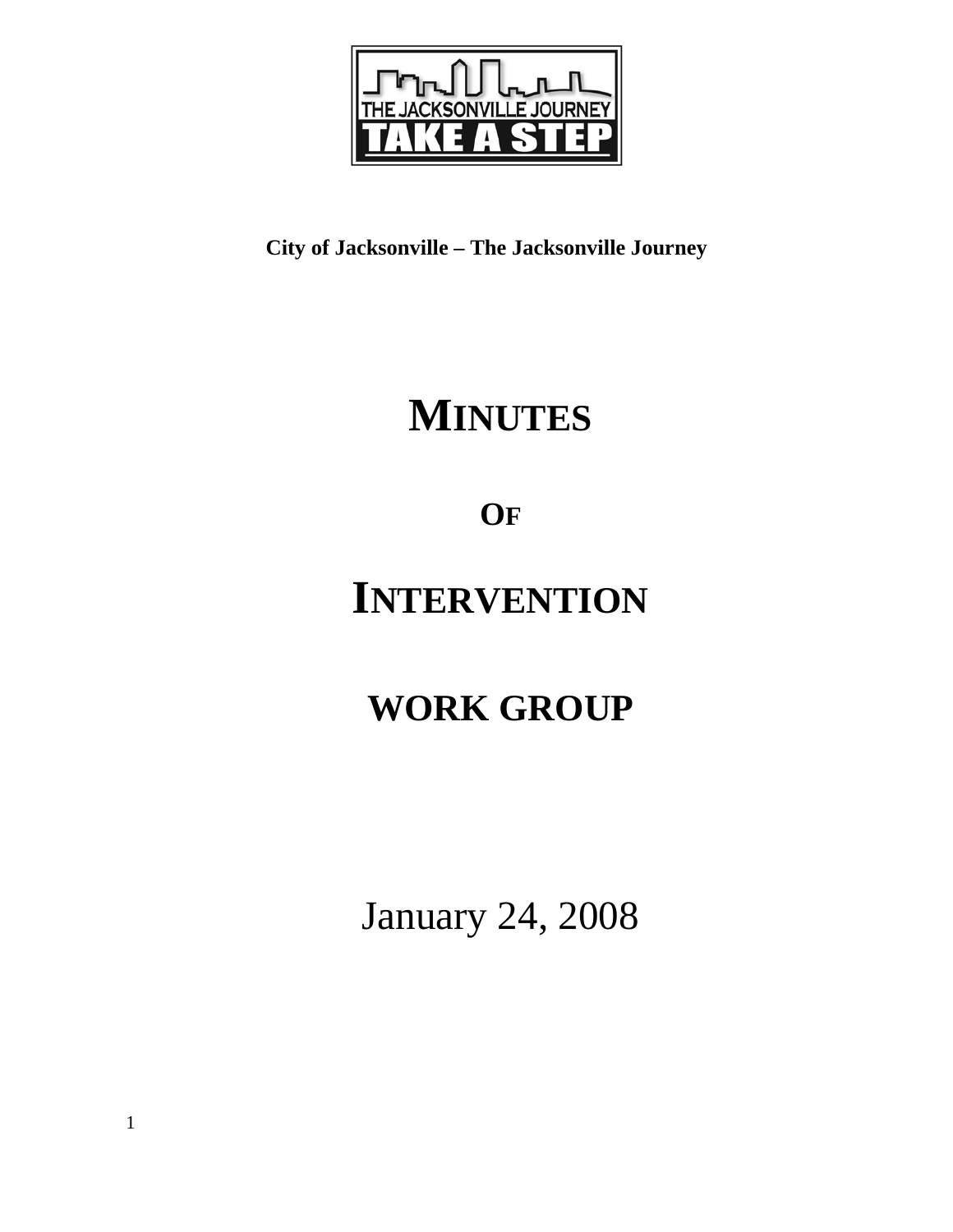THE JACKSONVILLE JOURNEY

TAKE A STEP

**City of Jacksonville – The Jacksonville Journey**

# MINUTES

## OF

# INTERVENTION

## WORK GROUP

January 24, 2008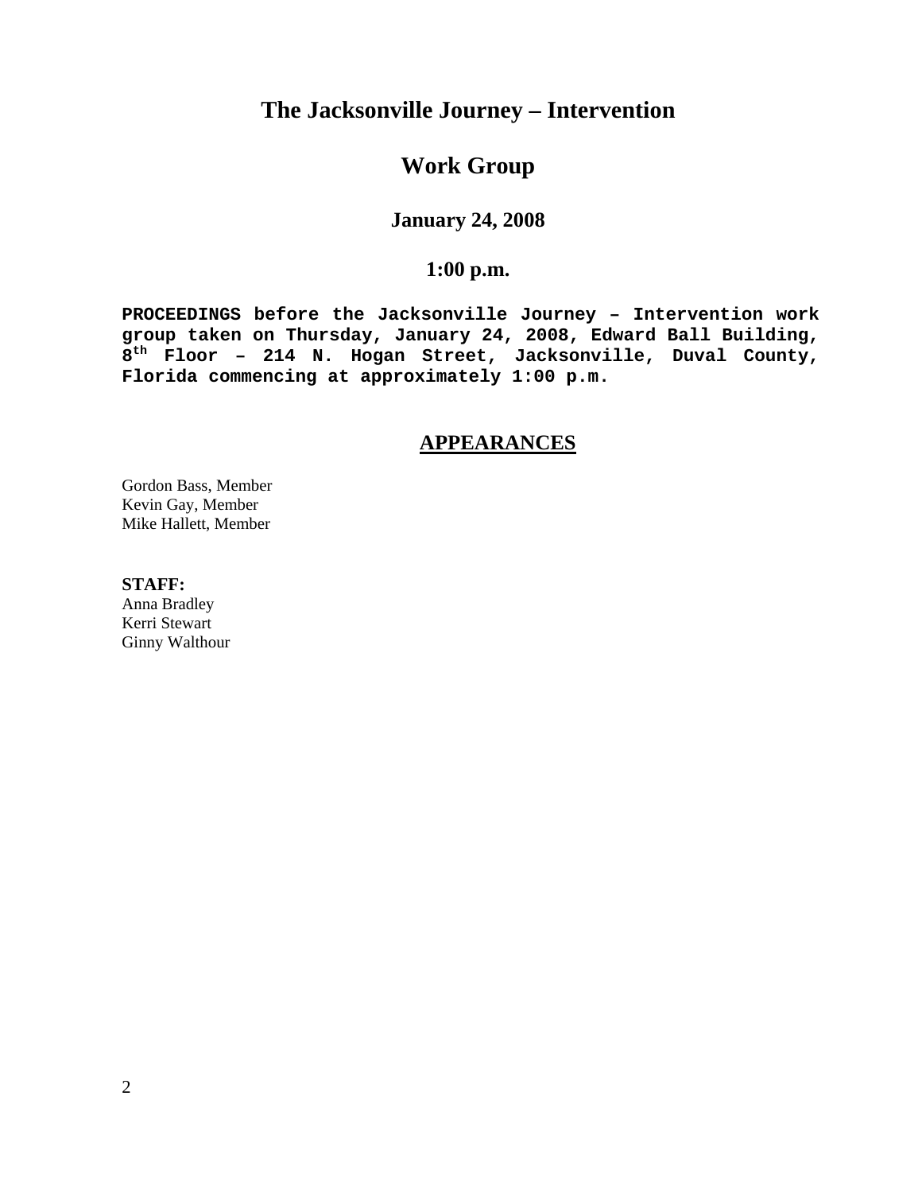# The Jacksonville Journey – Intervention

## Work Group

### January 24, 2008

### 1:00 p.m.

**PROCEEDINGS before the Jacksonville Journey – Intervention work group taken on Thursday, January 24, 2008, Edward Ball Building, 8th Floor – 214 N. Hogan Street, Jacksonville, Duval County, Florida commencing at approximately 1:00 p.m.**

## APPEARANCES

Gordon Bass, Member
Kevin Gay, Member
Mike Hallett, Member

**STAFF:**
Anna Bradley
Kerri Stewart
Ginny Walthour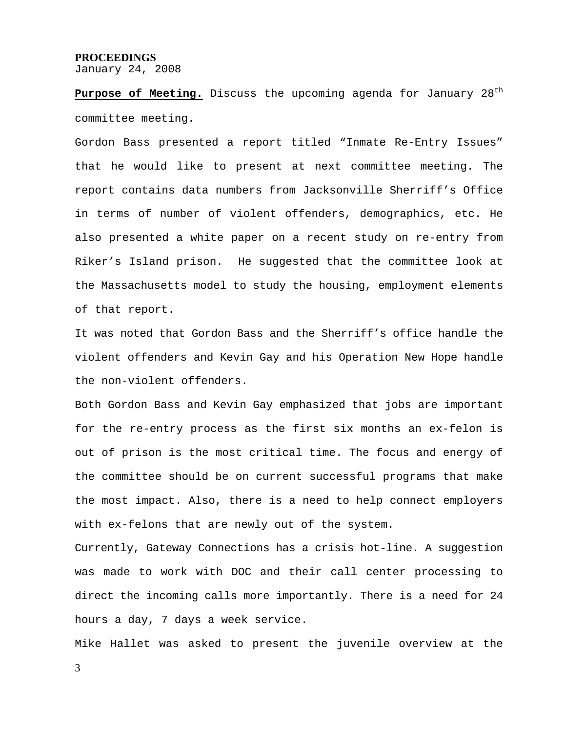**PROCEEDINGS**
January 24, 2008

**Purpose of Meeting.** Discuss the upcoming agenda for January 28th committee meeting.

Gordon Bass presented a report titled "Inmate Re-Entry Issues" that he would like to present at next committee meeting. The report contains data numbers from Jacksonville Sherriff's Office in terms of number of violent offenders, demographics, etc. He also presented a white paper on a recent study on re-entry from Riker's Island prison. He suggested that the committee look at the Massachusetts model to study the housing, employment elements of that report.

It was noted that Gordon Bass and the Sherriff's office handle the violent offenders and Kevin Gay and his Operation New Hope handle the non-violent offenders.

Both Gordon Bass and Kevin Gay emphasized that jobs are important for the re-entry process as the first six months an ex-felon is out of prison is the most critical time. The focus and energy of the committee should be on current successful programs that make the most impact. Also, there is a need to help connect employers with ex-felons that are newly out of the system.

Currently, Gateway Connections has a crisis hot-line. A suggestion was made to work with DOC and their call center processing to direct the incoming calls more importantly. There is a need for 24 hours a day, 7 days a week service.

Mike Hallet was asked to present the juvenile overview at the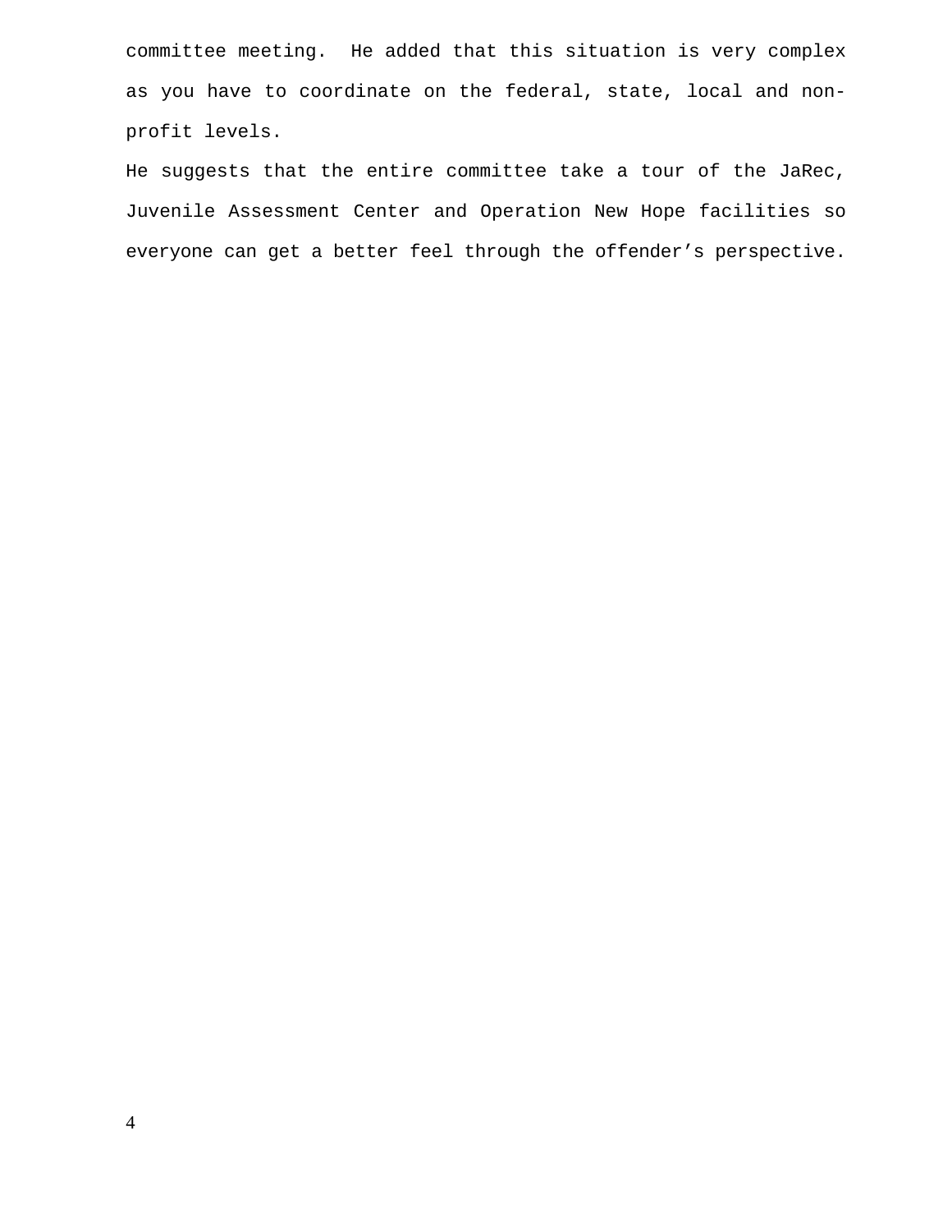committee meeting. He added that this situation is very complex as you have to coordinate on the federal, state, local and non-profit levels.

He suggests that the entire committee take a tour of the JaRec, Juvenile Assessment Center and Operation New Hope facilities so everyone can get a better feel through the offender's perspective.